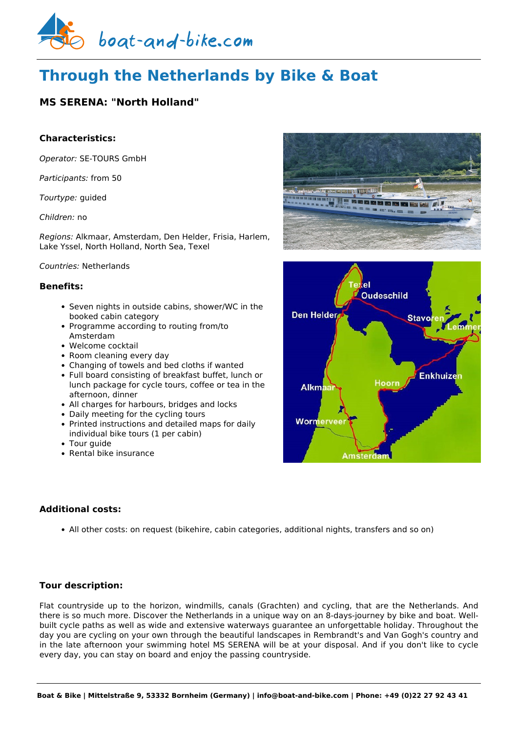# Through the Netherlands by Bike & Boat

## MS SERENA: "North Holland"

### Characteristics:

*Operator:* SE-TOURS GmbH

*Participants:* from 50

*Tourtype:* guided

*Children:* no

*Regions:* Alkmaar, Amsterdam, Den Helder, Frisia, Harlem, Lake Yssel, North Holland, North Sea, Texel

*Countries:* Netherlands

### Benefits:

- Seven nights in outside cabins, shower/WC in the booked cabin category
- Programme according to routing from/to Amsterdam
- Welcome cocktail
- Room cleaning every day
- Changing of towels and bed cloths if wanted
- Full board consisting of breakfast buffet, lunch or lunch package for cycle tours, coffee or tea in the afternoon, dinner
- All charges for harbours, bridges and locks
- Daily meeting for the cycling tours
- Printed instructions and detailed maps for daily individual bike tours (1 per cabin)
- Tour guide
- Rental bike insurance

### Additional costs:

- All other costs: on request (bikehire, cabin categories, additional nights, transfers and so on)

### Tour description:

Flat countryside up to the horizon, windmills, canals (Grachten) and cycling, that are the Netherlands. And there is so much more. Discover the Netherlands in a unique way on an 8-days-journey by bike and boat. Well-built cycle paths as well as wide and extensive waterways guarantee an unforgettable holiday. Throughout the day you are cycling on your own through the beautiful landscapes in Rembrandt's and Van Gogh's country and in the late afternoon your swimming hotel MS SERENA will be at your disposal. And if you don't like to cycle every day, you can stay on board and enjoy the passing countryside.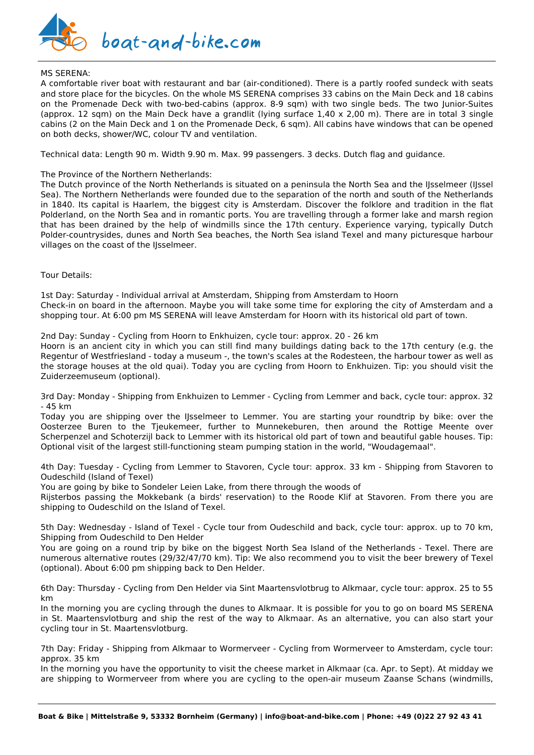MS SERENA:
A comfortable river boat with restaurant and bar (air-conditioned). There is a partly roofed sundeck with seats and store place for the bicycles. On the whole MS SERENA comprises 33 cabins on the Main Deck and 18 cabins on the Promenade Deck with two-bed-cabins (approx. 8-9 sqm) with two single beds. The two Junior-Suites (approx. 12 sqm) on the Main Deck have a grandlit (lying surface 1,40 x 2,00 m). There are in total 3 single cabins (2 on the Main Deck and 1 on the Promenade Deck, 6 sqm). All cabins have windows that can be opened on both decks, shower/WC, colour TV and ventilation.

Technical data: Length 90 m. Width 9.90 m. Max. 99 passengers. 3 decks. Dutch flag and guidance.

The Province of the Northern Netherlands:
The Dutch province of the North Netherlands is situated on a peninsula the North Sea and the IJsselmeer (IJssel Sea). The Northern Netherlands were founded due to the separation of the north and south of the Netherlands in 1840. Its capital is Haarlem, the biggest city is Amsterdam. Discover the folklore and tradition in the flat Polderland, on the North Sea and in romantic ports. You are travelling through a former lake and marsh region that has been drained by the help of windmills since the 17th century. Experience varying, typically Dutch Polder-countrysides, dunes and North Sea beaches, the North Sea island Texel and many picturesque harbour villages on the coast of the IJsselmeer.

Tour Details:

1st Day: Saturday - Individual arrival at Amsterdam, Shipping from Amsterdam to Hoorn
Check-in on board in the afternoon. Maybe you will take some time for exploring the city of Amsterdam and a shopping tour. At 6:00 pm MS SERENA will leave Amsterdam for Hoorn with its historical old part of town.

2nd Day: Sunday - Cycling from Hoorn to Enkhuizen, cycle tour: approx. 20 - 26 km
Hoorn is an ancient city in which you can still find many buildings dating back to the 17th century (e.g. the Regentur of Westfriesland - today a museum -, the town's scales at the Rodesteen, the harbour tower as well as the storage houses at the old quai). Today you are cycling from Hoorn to Enkhuizen. Tip: you should visit the Zuiderzeemuseum (optional).

3rd Day: Monday - Shipping from Enkhuizen to Lemmer - Cycling from Lemmer and back, cycle tour: approx. 32 - 45 km
Today you are shipping over the IJsselmeer to Lemmer. You are starting your roundtrip by bike: over the Oosterzee Buren to the Tjeukemeer, further to Munnekeburen, then around the Rottige Meente over Scherpenzel and Schoterzijl back to Lemmer with its historical old part of town and beautiful gable houses. Tip: Optional visit of the largest still-functioning steam pumping station in the world, "Woudagemaal".

4th Day: Tuesday - Cycling from Lemmer to Stavoren, Cycle tour: approx. 33 km - Shipping from Stavoren to Oudeschild (Island of Texel)
You are going by bike to Sondeler Leien Lake, from there through the woods of
Rijsterbos passing the Mokkebank (a birds' reservation) to the Roode Klif at Stavoren. From there you are shipping to Oudeschild on the Island of Texel.

5th Day: Wednesday - Island of Texel - Cycle tour from Oudeschild and back, cycle tour: approx. up to 70 km, Shipping from Oudeschild to Den Helder
You are going on a round trip by bike on the biggest North Sea Island of the Netherlands - Texel. There are numerous alternative routes (29/32/47/70 km). Tip: We also recommend you to visit the beer brewery of Texel (optional). About 6:00 pm shipping back to Den Helder.

6th Day: Thursday - Cycling from Den Helder via Sint Maartensvlotbrug to Alkmaar, cycle tour: approx. 25 to 55 km
In the morning you are cycling through the dunes to Alkmaar. It is possible for you to go on board MS SERENA in St. Maartensvlotburg and ship the rest of the way to Alkmaar. As an alternative, you can also start your cycling tour in St. Maartensvlotburg.

7th Day: Friday - Shipping from Alkmaar to Wormerveer - Cycling from Wormerveer to Amsterdam, cycle tour: approx. 35 km
In the morning you have the opportunity to visit the cheese market in Alkmaar (ca. Apr. to Sept). At midday we are shipping to Wormerveer from where you are cycling to the open-air museum Zaanse Schans (windmills,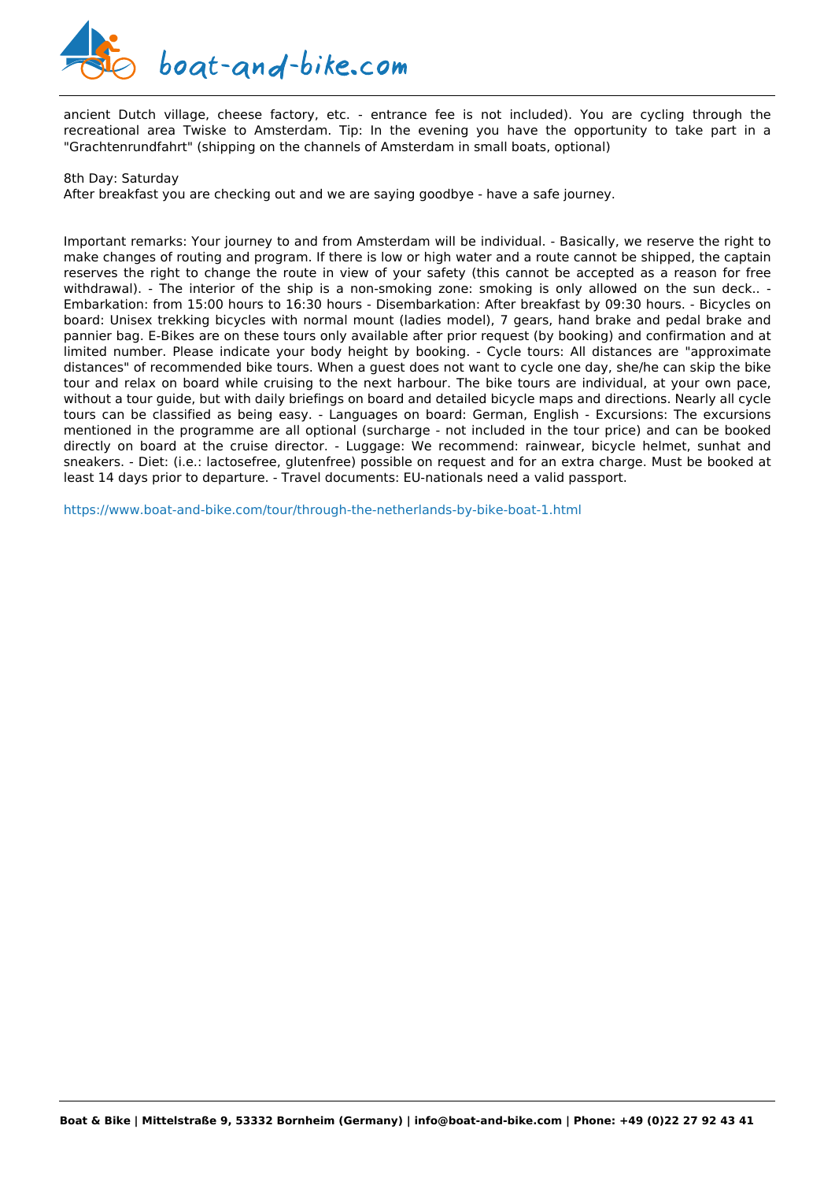ancient Dutch village, cheese factory, etc. - entrance fee is not included). You are cycling through the recreational area Twiske to Amsterdam. Tip: In the evening you have the opportunity to take part in a "Grachtenrundfahrt" (shipping on the channels of Amsterdam in small boats, optional)

8th Day: Saturday
After breakfast you are checking out and we are saying goodbye - have a safe journey.

Important remarks: Your journey to and from Amsterdam will be individual. - Basically, we reserve the right to make changes of routing and program. If there is low or high water and a route cannot be shipped, the captain reserves the right to change the route in view of your safety (this cannot be accepted as a reason for free withdrawal). - The interior of the ship is a non-smoking zone: smoking is only allowed on the sun deck.. - Embarkation: from 15:00 hours to 16:30 hours - Disembarkation: After breakfast by 09:30 hours. - Bicycles on board: Unisex trekking bicycles with normal mount (ladies model), 7 gears, hand brake and pedal brake and pannier bag. E-Bikes are on these tours only available after prior request (by booking) and confirmation and at limited number. Please indicate your body height by booking. - Cycle tours: All distances are "approximate distances" of recommended bike tours. When a guest does not want to cycle one day, she/he can skip the bike tour and relax on board while cruising to the next harbour. The bike tours are individual, at your own pace, without a tour guide, but with daily briefings on board and detailed bicycle maps and directions. Nearly all cycle tours can be classified as being easy. - Languages on board: German, English - Excursions: The excursions mentioned in the programme are all optional (surcharge - not included in the tour price) and can be booked directly on board at the cruise director. - Luggage: We recommend: rainwear, bicycle helmet, sunhat and sneakers. - Diet: (i.e.: lactosefree, glutenfree) possible on request and for an extra charge. Must be booked at least 14 days prior to departure. - Travel documents: EU-nationals need a valid passport.

https://www.boat-and-bike.com/tour/through-the-netherlands-by-bike-boat-1.html